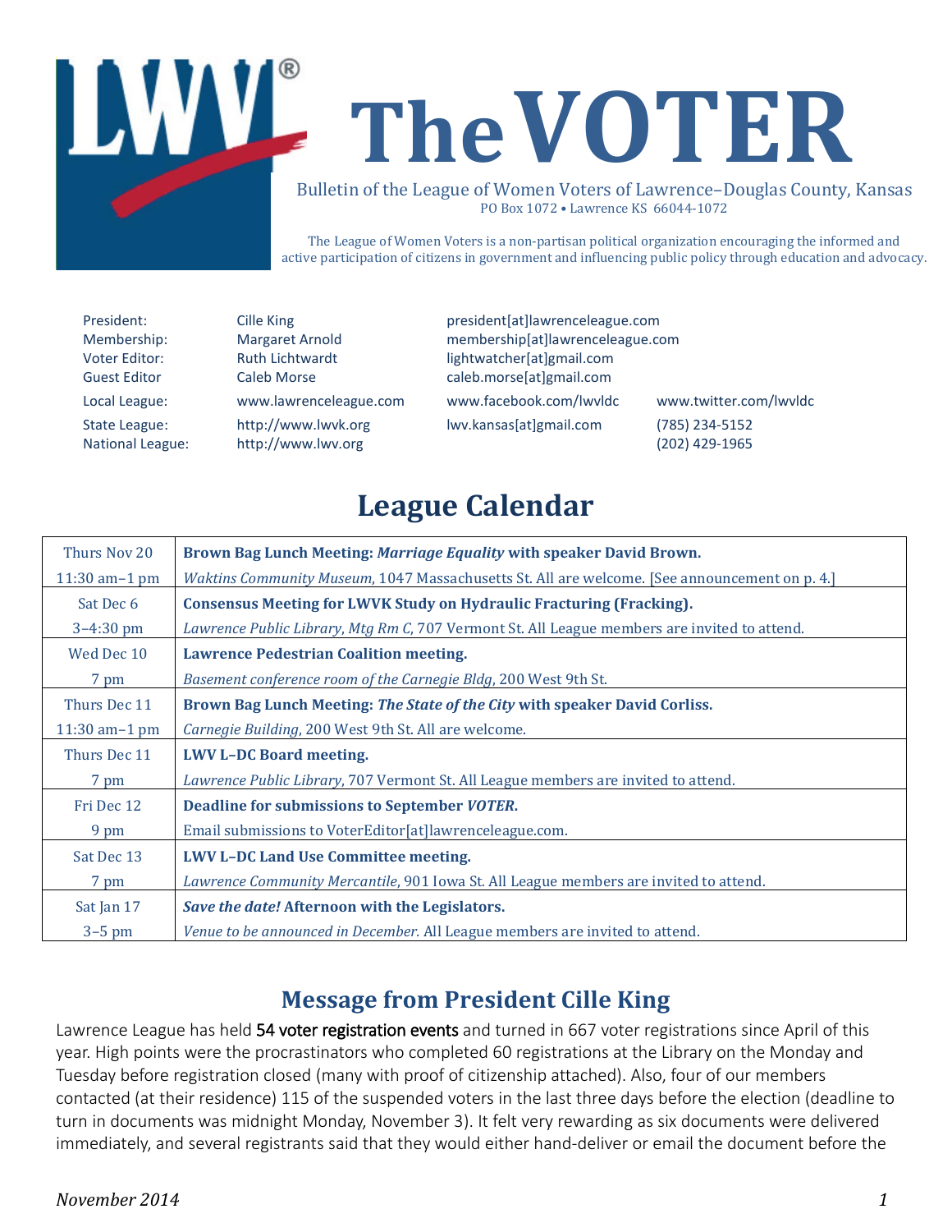# The VOTER

Bulletin of the League of Women Voters of Lawrence–Douglas County, Kansas
PO Box 1072 • Lawrence KS 66044-1072

The League of Women Voters is a non-partisan political organization encouraging the informed and active participation of citizens in government and influencing public policy through education and advocacy.

| | | | |
|---|---|---|---|
| President: | Cille King | president[at]lawrenceleague.com | |
| Membership: | Margaret Arnold | membership[at]lawrenceleague.com | |
| Voter Editor: | Ruth Lichtwardt | lightwatcher[at]gmail.com | |
| Guest Editor | Caleb Morse | caleb.morse[at]gmail.com | |
| Local League: | www.lawrenceleague.com | www.facebook.com/lwvldc | www.twitter.com/lwvldc |
| State League: | http://www.lwvk.org | lwv.kansas[at]gmail.com | (785) 234-5152 |
| National League: | http://www.lwv.org | | (202) 429-1965 |

## League Calendar

| | |
|---|---|
| Thurs Nov 20<br>11:30 am–1 pm | **Brown Bag Lunch Meeting: *Marriage Equality* with speaker David Brown.**<br>*Waktins Community Museum*, 1047 Massachusetts St. All are welcome. [See announcement on p. 4.] |
| Sat Dec 6<br>3–4:30 pm | **Consensus Meeting for LWVK Study on Hydraulic Fracturing (Fracking).**<br>*Lawrence Public Library, Mtg Rm C*, 707 Vermont St. All League members are invited to attend. |
| Wed Dec 10<br>7 pm | **Lawrence Pedestrian Coalition meeting.**<br>*Basement conference room of the Carnegie Bldg*, 200 West 9th St. |
| Thurs Dec 11<br>11:30 am–1 pm | **Brown Bag Lunch Meeting: *The State of the City* with speaker David Corliss.**<br>*Carnegie Building*, 200 West 9th St. All are welcome. |
| Thurs Dec 11<br>7 pm | **LWV L–DC Board meeting.**<br>*Lawrence Public Library*, 707 Vermont St. All League members are invited to attend. |
| Fri Dec 12<br>9 pm | **Deadline for submissions to September *VOTER*.**<br>Email submissions to VoterEditor[at]lawrenceleague.com. |
| Sat Dec 13<br>7 pm | **LWV L–DC Land Use Committee meeting.**<br>*Lawrence Community Mercantile*, 901 Iowa St. All League members are invited to attend. |
| Sat Jan 17<br>3–5 pm | ***Save the date!* Afternoon with the Legislators.**<br>*Venue to be announced in December.* All League members are invited to attend. |

## Message from President Cille King

Lawrence League has held 54 voter registration events and turned in 667 voter registrations since April of this year. High points were the procrastinators who completed 60 registrations at the Library on the Monday and Tuesday before registration closed (many with proof of citizenship attached). Also, four of our members contacted (at their residence) 115 of the suspended voters in the last three days before the election (deadline to turn in documents was midnight Monday, November 3). It felt very rewarding as six documents were delivered immediately, and several registrants said that they would either hand-deliver or email the document before the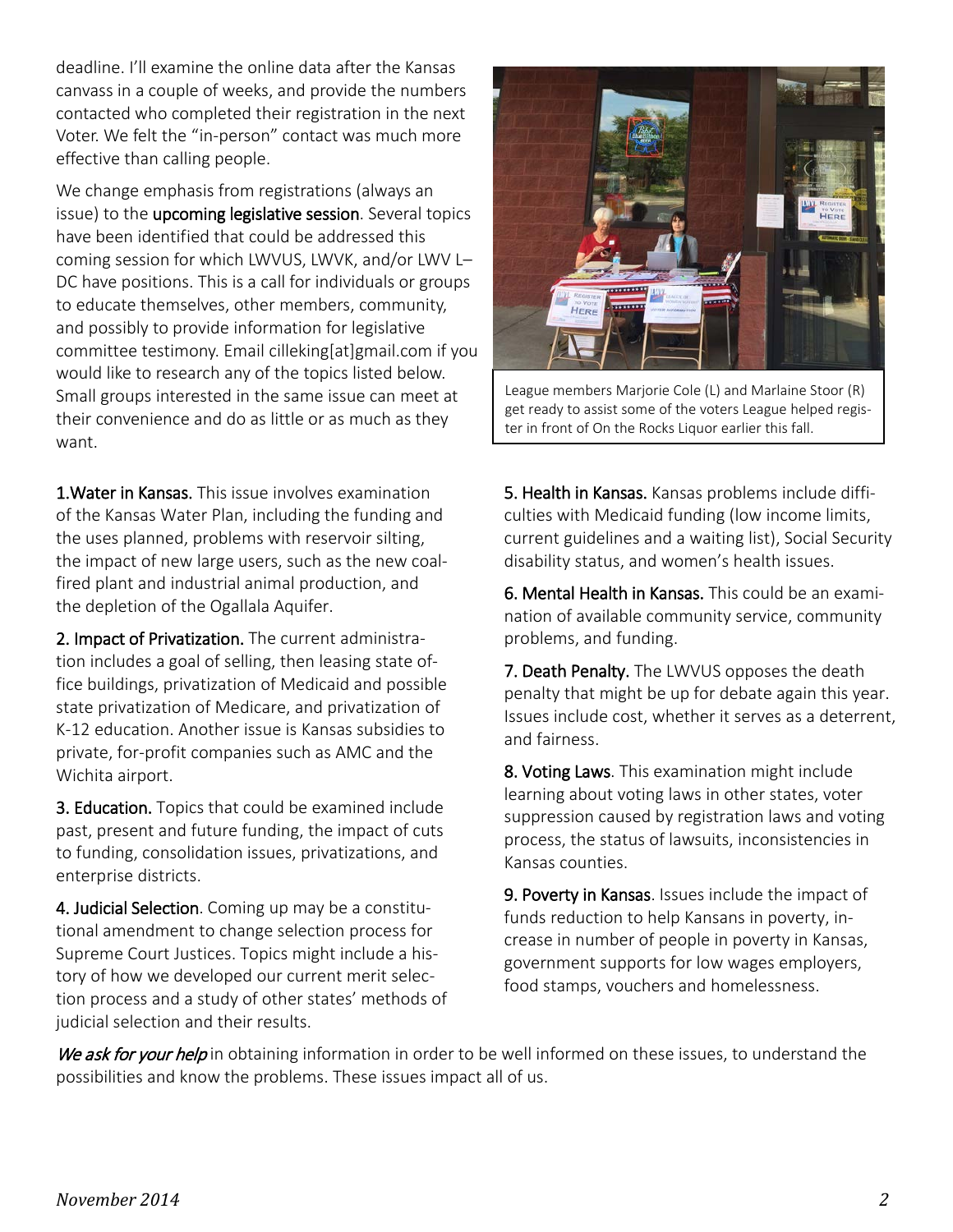deadline. I'll examine the online data after the Kansas canvass in a couple of weeks, and provide the numbers contacted who completed their registration in the next Voter. We felt the "in-person" contact was much more effective than calling people.

We change emphasis from registrations (always an issue) to the upcoming legislative session. Several topics have been identified that could be addressed this coming session for which LWVUS, LWVK, and/or LWV L–DC have positions. This is a call for individuals or groups to educate themselves, other members, community, and possibly to provide information for legislative committee testimony. Email cilleking[at]gmail.com if you would like to research any of the topics listed below. Small groups interested in the same issue can meet at their convenience and do as little or as much as they want.

League members Marjorie Cole (L) and Marlaine Stoor (R) get ready to assist some of the voters League helped register in front of On the Rocks Liquor earlier this fall.

1.Water in Kansas. This issue involves examination of the Kansas Water Plan, including the funding and the uses planned, problems with reservoir silting, the impact of new large users, such as the new coal-fired plant and industrial animal production, and the depletion of the Ogallala Aquifer.

2. Impact of Privatization. The current administration includes a goal of selling, then leasing state office buildings, privatization of Medicaid and possible state privatization of Medicare, and privatization of K-12 education. Another issue is Kansas subsidies to private, for-profit companies such as AMC and the Wichita airport.

3. Education. Topics that could be examined include past, present and future funding, the impact of cuts to funding, consolidation issues, privatizations, and enterprise districts.

4. Judicial Selection. Coming up may be a constitutional amendment to change selection process for Supreme Court Justices. Topics might include a history of how we developed our current merit selection process and a study of other states' methods of judicial selection and their results.

5. Health in Kansas. Kansas problems include difficulties with Medicaid funding (low income limits, current guidelines and a waiting list), Social Security disability status, and women's health issues.

6. Mental Health in Kansas. This could be an examination of available community service, community problems, and funding.

7. Death Penalty. The LWVUS opposes the death penalty that might be up for debate again this year. Issues include cost, whether it serves as a deterrent, and fairness.

8. Voting Laws. This examination might include learning about voting laws in other states, voter suppression caused by registration laws and voting process, the status of lawsuits, inconsistencies in Kansas counties.

9. Poverty in Kansas. Issues include the impact of funds reduction to help Kansans in poverty, increase in number of people in poverty in Kansas, government supports for low wages employers, food stamps, vouchers and homelessness.

*We ask for your help* in obtaining information in order to be well informed on these issues, to understand the possibilities and know the problems. These issues impact all of us.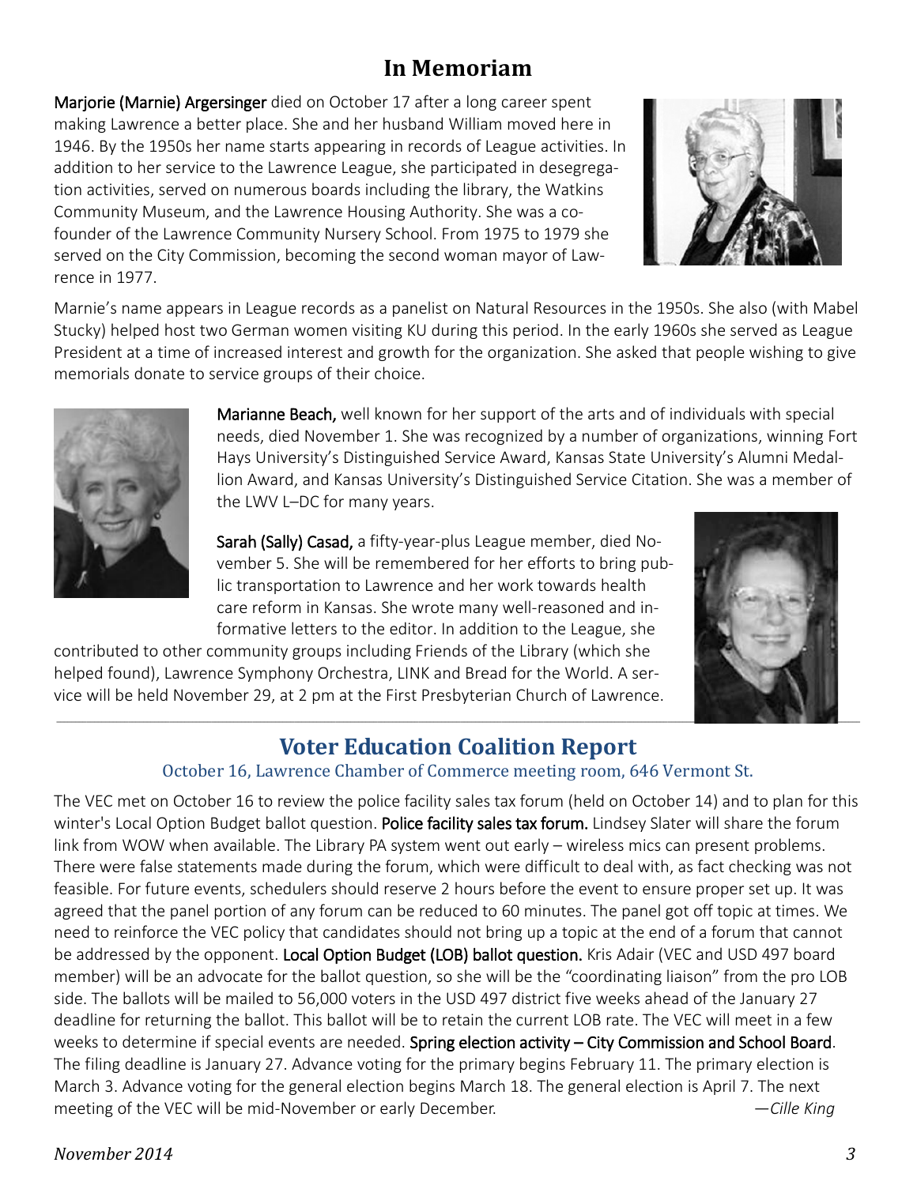# In Memoriam

**Marjorie (Marnie) Argersinger** died on October 17 after a long career spent making Lawrence a better place. She and her husband William moved here in 1946. By the 1950s her name starts appearing in records of League activities. In addition to her service to the Lawrence League, she participated in desegregation activities, served on numerous boards including the library, the Watkins Community Museum, and the Lawrence Housing Authority. She was a co-founder of the Lawrence Community Nursery School. From 1975 to 1979 she served on the City Commission, becoming the second woman mayor of Lawrence in 1977.

Marnie's name appears in League records as a panelist on Natural Resources in the 1950s. She also (with Mabel Stucky) helped host two German women visiting KU during this period. In the early 1960s she served as League President at a time of increased interest and growth for the organization. She asked that people wishing to give memorials donate to service groups of their choice.

**Marianne Beach,** well known for her support of the arts and of individuals with special needs, died November 1. She was recognized by a number of organizations, winning Fort Hays University's Distinguished Service Award, Kansas State University's Alumni Medallion Award, and Kansas University's Distinguished Service Citation. She was a member of the LWV L–DC for many years.

**Sarah (Sally) Casad,** a fifty-year-plus League member, died November 5. She will be remembered for her efforts to bring public transportation to Lawrence and her work towards health care reform in Kansas. She wrote many well-reasoned and informative letters to the editor. In addition to the League, she contributed to other community groups including Friends of the Library (which she helped found), Lawrence Symphony Orchestra, LINK and Bread for the World. A service will be held November 29, at 2 pm at the First Presbyterian Church of Lawrence.

## Voter Education Coalition Report

October 16, Lawrence Chamber of Commerce meeting room, 646 Vermont St.

The VEC met on October 16 to review the police facility sales tax forum (held on October 14) and to plan for this winter's Local Option Budget ballot question. **Police facility sales tax forum.** Lindsey Slater will share the forum link from WOW when available. The Library PA system went out early – wireless mics can present problems. There were false statements made during the forum, which were difficult to deal with, as fact checking was not feasible. For future events, schedulers should reserve 2 hours before the event to ensure proper set up. It was agreed that the panel portion of any forum can be reduced to 60 minutes. The panel got off topic at times. We need to reinforce the VEC policy that candidates should not bring up a topic at the end of a forum that cannot be addressed by the opponent. **Local Option Budget (LOB) ballot question.** Kris Adair (VEC and USD 497 board member) will be an advocate for the ballot question, so she will be the "coordinating liaison" from the pro LOB side. The ballots will be mailed to 56,000 voters in the USD 497 district five weeks ahead of the January 27 deadline for returning the ballot. This ballot will be to retain the current LOB rate. The VEC will meet in a few weeks to determine if special events are needed. **Spring election activity – City Commission and School Board**. The filing deadline is January 27. Advance voting for the primary begins February 11. The primary election is March 3. Advance voting for the general election begins March 18. The general election is April 7. The next meeting of the VEC will be mid-November or early December.

*—Cille King*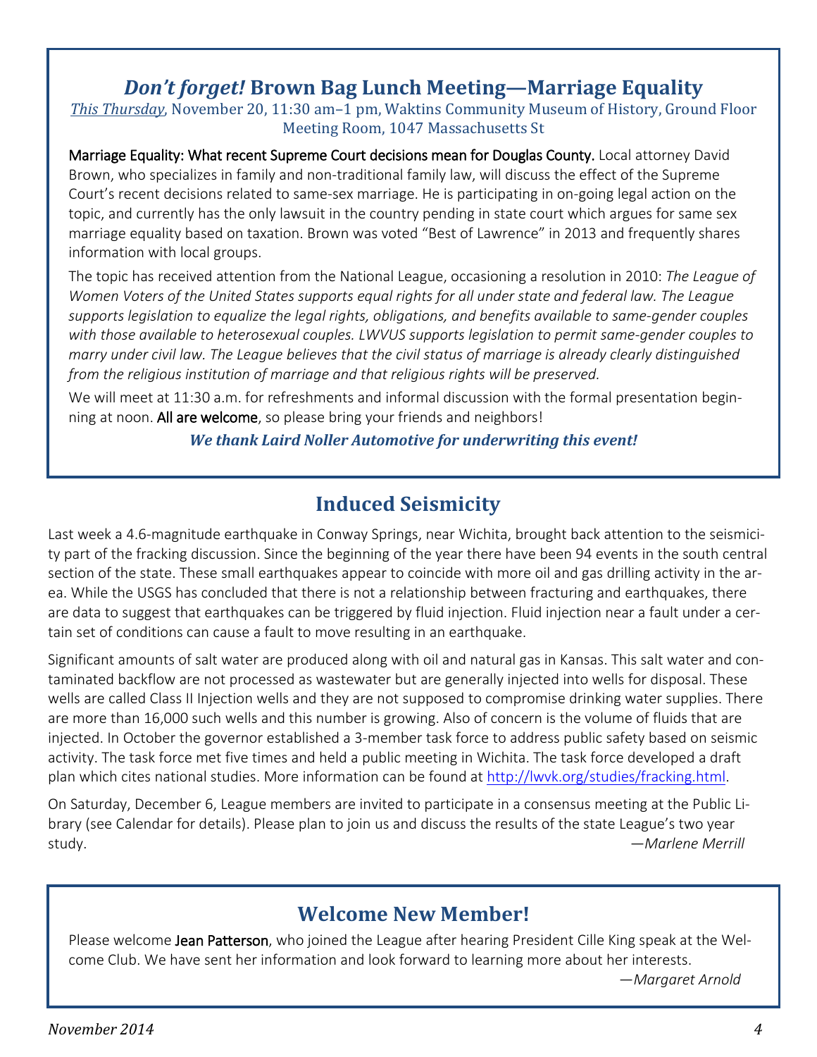## *Don't forget!* Brown Bag Lunch Meeting—Marriage Equality

*This Thursday*, November 20, 11:30 am–1 pm, Waktins Community Museum of History, Ground Floor Meeting Room, 1047 Massachusetts St

Marriage Equality: What recent Supreme Court decisions mean for Douglas County. Local attorney David Brown, who specializes in family and non-traditional family law, will discuss the effect of the Supreme Court's recent decisions related to same-sex marriage. He is participating in on-going legal action on the topic, and currently has the only lawsuit in the country pending in state court which argues for same sex marriage equality based on taxation. Brown was voted "Best of Lawrence" in 2013 and frequently shares information with local groups.

The topic has received attention from the National League, occasioning a resolution in 2010: *The League of Women Voters of the United States supports equal rights for all under state and federal law. The League supports legislation to equalize the legal rights, obligations, and benefits available to same-gender couples with those available to heterosexual couples. LWVUS supports legislation to permit same-gender couples to marry under civil law. The League believes that the civil status of marriage is already clearly distinguished from the religious institution of marriage and that religious rights will be preserved.*

We will meet at 11:30 a.m. for refreshments and informal discussion with the formal presentation beginning at noon. All are welcome, so please bring your friends and neighbors!

***We thank Laird Noller Automotive for underwriting this event!***

## Induced Seismicity

Last week a 4.6-magnitude earthquake in Conway Springs, near Wichita, brought back attention to the seismicity part of the fracking discussion. Since the beginning of the year there have been 94 events in the south central section of the state. These small earthquakes appear to coincide with more oil and gas drilling activity in the area. While the USGS has concluded that there is not a relationship between fracturing and earthquakes, there are data to suggest that earthquakes can be triggered by fluid injection. Fluid injection near a fault under a certain set of conditions can cause a fault to move resulting in an earthquake.

Significant amounts of salt water are produced along with oil and natural gas in Kansas. This salt water and contaminated backflow are not processed as wastewater but are generally injected into wells for disposal. These wells are called Class II Injection wells and they are not supposed to compromise drinking water supplies. There are more than 16,000 such wells and this number is growing. Also of concern is the volume of fluids that are injected. In October the governor established a 3-member task force to address public safety based on seismic activity. The task force met five times and held a public meeting in Wichita. The task force developed a draft plan which cites national studies. More information can be found at http://lwvk.org/studies/fracking.html.

On Saturday, December 6, League members are invited to participate in a consensus meeting at the Public Library (see Calendar for details). Please plan to join us and discuss the results of the state League's two year study.

*—Marlene Merrill*

## Welcome New Member!

Please welcome Jean Patterson, who joined the League after hearing President Cille King speak at the Welcome Club. We have sent her information and look forward to learning more about her interests.

*—Margaret Arnold*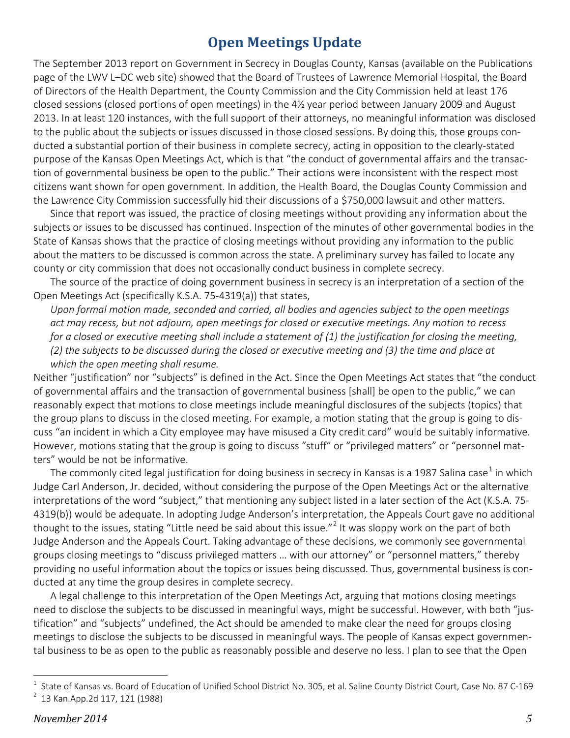# Open Meetings Update

The September 2013 report on Government in Secrecy in Douglas County, Kansas (available on the Publications page of the LWV L–DC web site) showed that the Board of Trustees of Lawrence Memorial Hospital, the Board of Directors of the Health Department, the County Commission and the City Commission held at least 176 closed sessions (closed portions of open meetings) in the 4½ year period between January 2009 and August 2013. In at least 120 instances, with the full support of their attorneys, no meaningful information was disclosed to the public about the subjects or issues discussed in those closed sessions. By doing this, those groups conducted a substantial portion of their business in complete secrecy, acting in opposition to the clearly-stated purpose of the Kansas Open Meetings Act, which is that "the conduct of governmental affairs and the transaction of governmental business be open to the public." Their actions were inconsistent with the respect most citizens want shown for open government. In addition, the Health Board, the Douglas County Commission and the Lawrence City Commission successfully hid their discussions of a $750,000 lawsuit and other matters.

Since that report was issued, the practice of closing meetings without providing any information about the subjects or issues to be discussed has continued. Inspection of the minutes of other governmental bodies in the State of Kansas shows that the practice of closing meetings without providing any information to the public about the matters to be discussed is common across the state. A preliminary survey has failed to locate any county or city commission that does not occasionally conduct business in complete secrecy.

The source of the practice of doing government business in secrecy is an interpretation of a section of the Open Meetings Act (specifically K.S.A. 75-4319(a)) that states,

> *Upon formal motion made, seconded and carried, all bodies and agencies subject to the open meetings act may recess, but not adjourn, open meetings for closed or executive meetings. Any motion to recess for a closed or executive meeting shall include a statement of (1) the justification for closing the meeting, (2) the subjects to be discussed during the closed or executive meeting and (3) the time and place at which the open meeting shall resume.*

Neither "justification" nor "subjects" is defined in the Act. Since the Open Meetings Act states that "the conduct of governmental affairs and the transaction of governmental business [shall] be open to the public," we can reasonably expect that motions to close meetings include meaningful disclosures of the subjects (topics) that the group plans to discuss in the closed meeting. For example, a motion stating that the group is going to discuss "an incident in which a City employee may have misused a City credit card" would be suitably informative. However, motions stating that the group is going to discuss "stuff" or "privileged matters" or "personnel matters" would be not be informative.

The commonly cited legal justification for doing business in secrecy in Kansas is a 1987 Salina case[1] in which Judge Carl Anderson, Jr. decided, without considering the purpose of the Open Meetings Act or the alternative interpretations of the word "subject," that mentioning any subject listed in a later section of the Act (K.S.A. 75-4319(b)) would be adequate. In adopting Judge Anderson's interpretation, the Appeals Court gave no additional thought to the issues, stating "Little need be said about this issue."[2] It was sloppy work on the part of both Judge Anderson and the Appeals Court. Taking advantage of these decisions, we commonly see governmental groups closing meetings to "discuss privileged matters … with our attorney" or "personnel matters," thereby providing no useful information about the topics or issues being discussed. Thus, governmental business is conducted at any time the group desires in complete secrecy.

A legal challenge to this interpretation of the Open Meetings Act, arguing that motions closing meetings need to disclose the subjects to be discussed in meaningful ways, might be successful. However, with both "justification" and "subjects" undefined, the Act should be amended to make clear the need for groups closing meetings to disclose the subjects to be discussed in meaningful ways. The people of Kansas expect governmental business to be as open to the public as reasonably possible and deserve no less. I plan to see that the Open

---

[1] State of Kansas vs. Board of Education of Unified School District No. 305, et al. Saline County District Court, Case No. 87 C-169

[2] 13 Kan.App.2d 117, 121 (1988)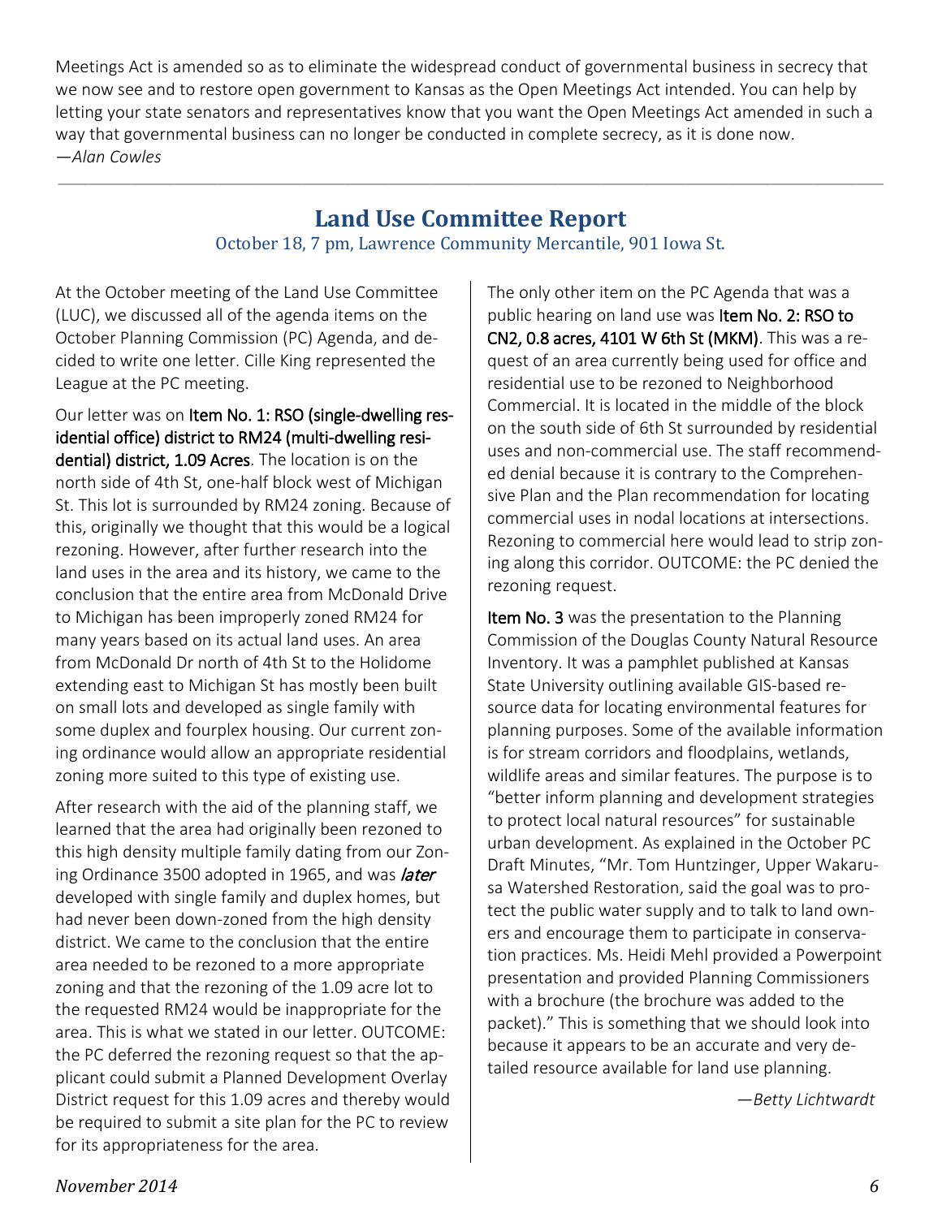Meetings Act is amended so as to eliminate the widespread conduct of governmental business in secrecy that we now see and to restore open government to Kansas as the Open Meetings Act intended. You can help by letting your state senators and representatives know that you want the Open Meetings Act amended in such a way that governmental business can no longer be conducted in complete secrecy, as it is done now.
*—Alan Cowles*

---

## Land Use Committee Report

October 18, 7 pm, Lawrence Community Mercantile, 901 Iowa St.

At the October meeting of the Land Use Committee (LUC), we discussed all of the agenda items on the October Planning Commission (PC) Agenda, and decided to write one letter. Cille King represented the League at the PC meeting.

Our letter was on **Item No. 1: RSO (single-dwelling residential office) district to RM24 (multi-dwelling residential) district, 1.09 Acres**. The location is on the north side of 4th St, one-half block west of Michigan St. This lot is surrounded by RM24 zoning. Because of this, originally we thought that this would be a logical rezoning. However, after further research into the land uses in the area and its history, we came to the conclusion that the entire area from McDonald Drive to Michigan has been improperly zoned RM24 for many years based on its actual land uses. An area from McDonald Dr north of 4th St to the Holidome extending east to Michigan St has mostly been built on small lots and developed as single family with some duplex and fourplex housing. Our current zoning ordinance would allow an appropriate residential zoning more suited to this type of existing use.

After research with the aid of the planning staff, we learned that the area had originally been rezoned to this high density multiple family dating from our Zoning Ordinance 3500 adopted in 1965, and was *later* developed with single family and duplex homes, but had never been down-zoned from the high density district. We came to the conclusion that the entire area needed to be rezoned to a more appropriate zoning and that the rezoning of the 1.09 acre lot to the requested RM24 would be inappropriate for the area. This is what we stated in our letter. OUTCOME: the PC deferred the rezoning request so that the applicant could submit a Planned Development Overlay District request for this 1.09 acres and thereby would be required to submit a site plan for the PC to review for its appropriateness for the area.

The only other item on the PC Agenda that was a public hearing on land use was **Item No. 2: RSO to CN2, 0.8 acres, 4101 W 6th St (MKM)**. This was a request of an area currently being used for office and residential use to be rezoned to Neighborhood Commercial. It is located in the middle of the block on the south side of 6th St surrounded by residential uses and non-commercial use. The staff recommended denial because it is contrary to the Comprehensive Plan and the Plan recommendation for locating commercial uses in nodal locations at intersections. Rezoning to commercial here would lead to strip zoning along this corridor. OUTCOME: the PC denied the rezoning request.

**Item No. 3** was the presentation to the Planning Commission of the Douglas County Natural Resource Inventory. It was a pamphlet published at Kansas State University outlining available GIS-based resource data for locating environmental features for planning purposes. Some of the available information is for stream corridors and floodplains, wetlands, wildlife areas and similar features. The purpose is to "better inform planning and development strategies to protect local natural resources" for sustainable urban development. As explained in the October PC Draft Minutes, "Mr. Tom Huntzinger, Upper Wakarusa Watershed Restoration, said the goal was to protect the public water supply and to talk to land owners and encourage them to participate in conservation practices. Ms. Heidi Mehl provided a Powerpoint presentation and provided Planning Commissioners with a brochure (the brochure was added to the packet)." This is something that we should look into because it appears to be an accurate and very detailed resource available for land use planning.

*—Betty Lichtwardt*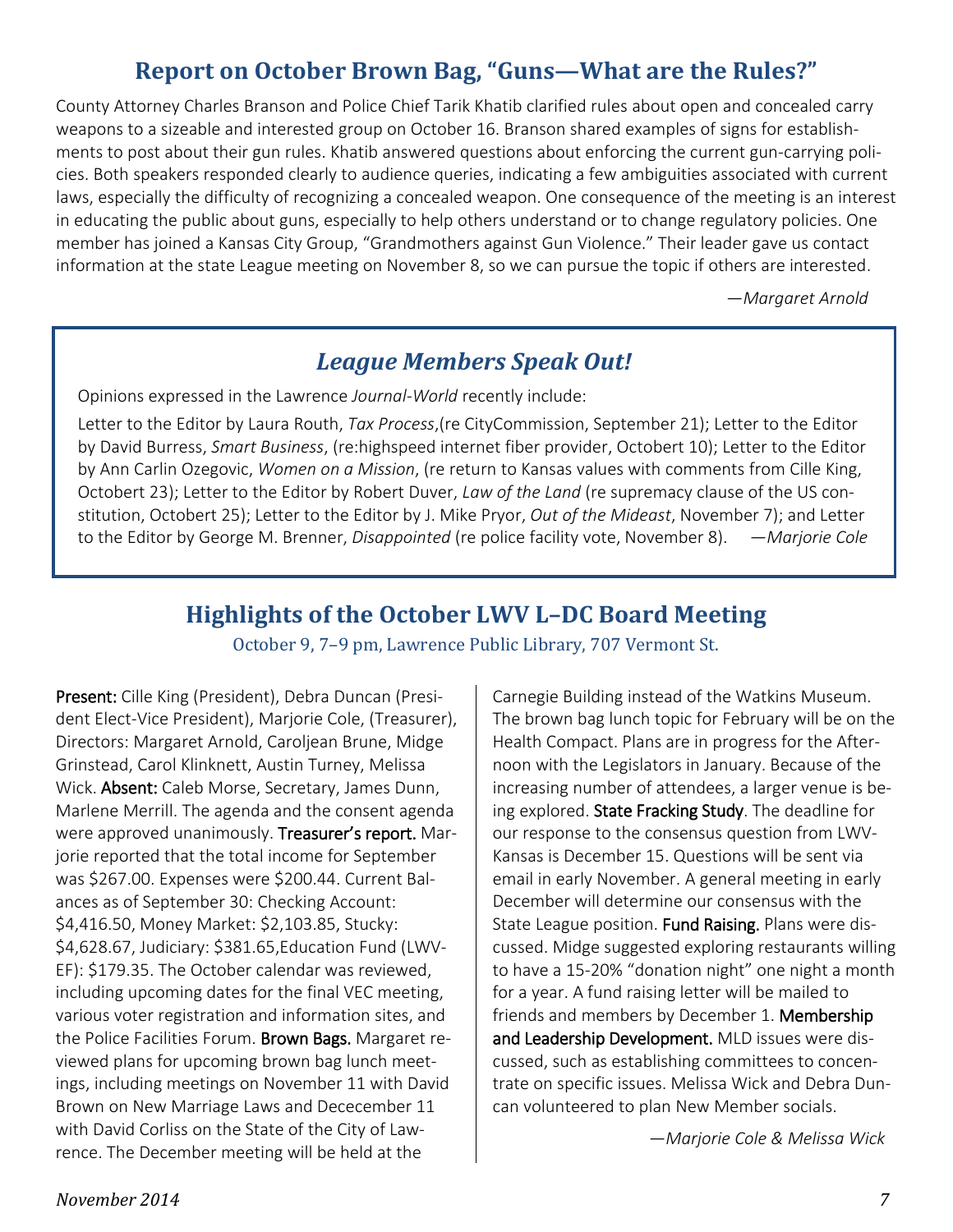## Report on October Brown Bag, "Guns—What are the Rules?"

County Attorney Charles Branson and Police Chief Tarik Khatib clarified rules about open and concealed carry weapons to a sizeable and interested group on October 16. Branson shared examples of signs for establishments to post about their gun rules. Khatib answered questions about enforcing the current gun-carrying policies. Both speakers responded clearly to audience queries, indicating a few ambiguities associated with current laws, especially the difficulty of recognizing a concealed weapon. One consequence of the meeting is an interest in educating the public about guns, especially to help others understand or to change regulatory policies. One member has joined a Kansas City Group, "Grandmothers against Gun Violence." Their leader gave us contact information at the state League meeting on November 8, so we can pursue the topic if others are interested.

*—Margaret Arnold*

## *League Members Speak Out!*

Opinions expressed in the Lawrence *Journal-World* recently include:

Letter to the Editor by Laura Routh, *Tax Process*,(re CityCommission, September 21); Letter to the Editor by David Burress, *Smart Business*, (re:highspeed internet fiber provider, Octobert 10); Letter to the Editor by Ann Carlin Ozegovic, *Women on a Mission*, (re return to Kansas values with comments from Cille King, Octobert 23); Letter to the Editor by Robert Duver, *Law of the Land* (re supremacy clause of the US constitution, Octobert 25); Letter to the Editor by J. Mike Pryor, *Out of the Mideast*, November 7); and Letter to the Editor by George M. Brenner, *Disappointed* (re police facility vote, November 8). *—Marjorie Cole*

## Highlights of the October LWV L–DC Board Meeting

October 9, 7–9 pm, Lawrence Public Library, 707 Vermont St.

Present: Cille King (President), Debra Duncan (President Elect-Vice President), Marjorie Cole, (Treasurer), Directors: Margaret Arnold, Caroljean Brune, Midge Grinstead, Carol Klinknett, Austin Turney, Melissa Wick. Absent: Caleb Morse, Secretary, James Dunn, Marlene Merrill. The agenda and the consent agenda were approved unanimously. Treasurer's report. Marjorie reported that the total income for September was $267.00. Expenses were $200.44. Current Balances as of September 30: Checking Account: $4,416.50, Money Market: $2,103.85, Stucky: $4,628.67, Judiciary: $381.65,Education Fund (LWV-EF): $179.35. The October calendar was reviewed, including upcoming dates for the final VEC meeting, various voter registration and information sites, and the Police Facilities Forum. Brown Bags. Margaret reviewed plans for upcoming brown bag lunch meetings, including meetings on November 11 with David Brown on New Marriage Laws and Dececember 11 with David Corliss on the State of the City of Lawrence. The December meeting will be held at the Carnegie Building instead of the Watkins Museum. The brown bag lunch topic for February will be on the Health Compact. Plans are in progress for the Afternoon with the Legislators in January. Because of the increasing number of attendees, a larger venue is being explored. State Fracking Study. The deadline for our response to the consensus question from LWV-Kansas is December 15. Questions will be sent via email in early November. A general meeting in early December will determine our consensus with the State League position. Fund Raising. Plans were discussed. Midge suggested exploring restaurants willing to have a 15-20% "donation night" one night a month for a year. A fund raising letter will be mailed to friends and members by December 1. Membership and Leadership Development. MLD issues were discussed, such as establishing committees to concentrate on specific issues. Melissa Wick and Debra Duncan volunteered to plan New Member socials.

*—Marjorie Cole & Melissa Wick*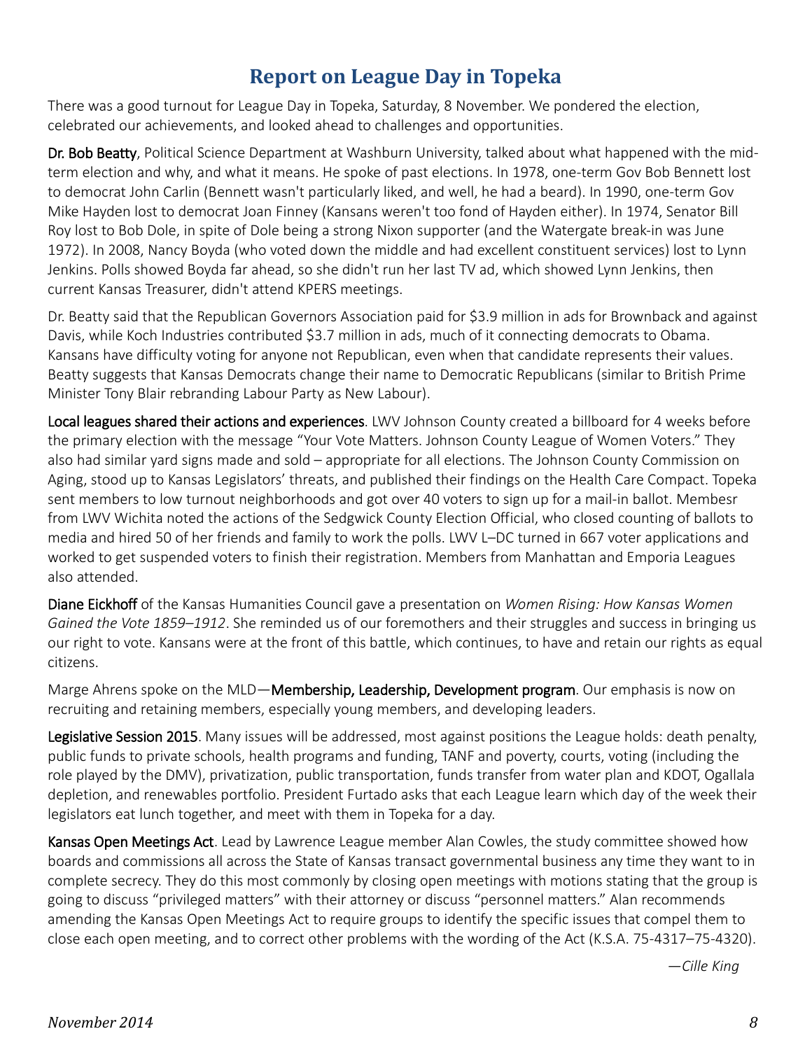# Report on League Day in Topeka

There was a good turnout for League Day in Topeka, Saturday, 8 November. We pondered the election, celebrated our achievements, and looked ahead to challenges and opportunities.

Dr. Bob Beatty, Political Science Department at Washburn University, talked about what happened with the mid-term election and why, and what it means. He spoke of past elections. In 1978, one-term Gov Bob Bennett lost to democrat John Carlin (Bennett wasn't particularly liked, and well, he had a beard). In 1990, one-term Gov Mike Hayden lost to democrat Joan Finney (Kansans weren't too fond of Hayden either). In 1974, Senator Bill Roy lost to Bob Dole, in spite of Dole being a strong Nixon supporter (and the Watergate break-in was June 1972). In 2008, Nancy Boyda (who voted down the middle and had excellent constituent services) lost to Lynn Jenkins. Polls showed Boyda far ahead, so she didn't run her last TV ad, which showed Lynn Jenkins, then current Kansas Treasurer, didn't attend KPERS meetings.

Dr. Beatty said that the Republican Governors Association paid for $3.9 million in ads for Brownback and against Davis, while Koch Industries contributed $3.7 million in ads, much of it connecting democrats to Obama. Kansans have difficulty voting for anyone not Republican, even when that candidate represents their values. Beatty suggests that Kansas Democrats change their name to Democratic Republicans (similar to British Prime Minister Tony Blair rebranding Labour Party as New Labour).

Local leagues shared their actions and experiences. LWV Johnson County created a billboard for 4 weeks before the primary election with the message "Your Vote Matters. Johnson County League of Women Voters." They also had similar yard signs made and sold – appropriate for all elections. The Johnson County Commission on Aging, stood up to Kansas Legislators' threats, and published their findings on the Health Care Compact. Topeka sent members to low turnout neighborhoods and got over 40 voters to sign up for a mail-in ballot. Membesr from LWV Wichita noted the actions of the Sedgwick County Election Official, who closed counting of ballots to media and hired 50 of her friends and family to work the polls. LWV L–DC turned in 667 voter applications and worked to get suspended voters to finish their registration. Members from Manhattan and Emporia Leagues also attended.

Diane Eickhoff of the Kansas Humanities Council gave a presentation on *Women Rising: How Kansas Women Gained the Vote 1859–1912*. She reminded us of our foremothers and their struggles and success in bringing us our right to vote. Kansans were at the front of this battle, which continues, to have and retain our rights as equal citizens.

Marge Ahrens spoke on the MLD—Membership, Leadership, Development program. Our emphasis is now on recruiting and retaining members, especially young members, and developing leaders.

Legislative Session 2015. Many issues will be addressed, most against positions the League holds: death penalty, public funds to private schools, health programs and funding, TANF and poverty, courts, voting (including the role played by the DMV), privatization, public transportation, funds transfer from water plan and KDOT, Ogallala depletion, and renewables portfolio. President Furtado asks that each League learn which day of the week their legislators eat lunch together, and meet with them in Topeka for a day.

Kansas Open Meetings Act. Lead by Lawrence League member Alan Cowles, the study committee showed how boards and commissions all across the State of Kansas transact governmental business any time they want to in complete secrecy. They do this most commonly by closing open meetings with motions stating that the group is going to discuss "privileged matters" with their attorney or discuss "personnel matters." Alan recommends amending the Kansas Open Meetings Act to require groups to identify the specific issues that compel them to close each open meeting, and to correct other problems with the wording of the Act (K.S.A. 75-4317–75-4320).

*—Cille King*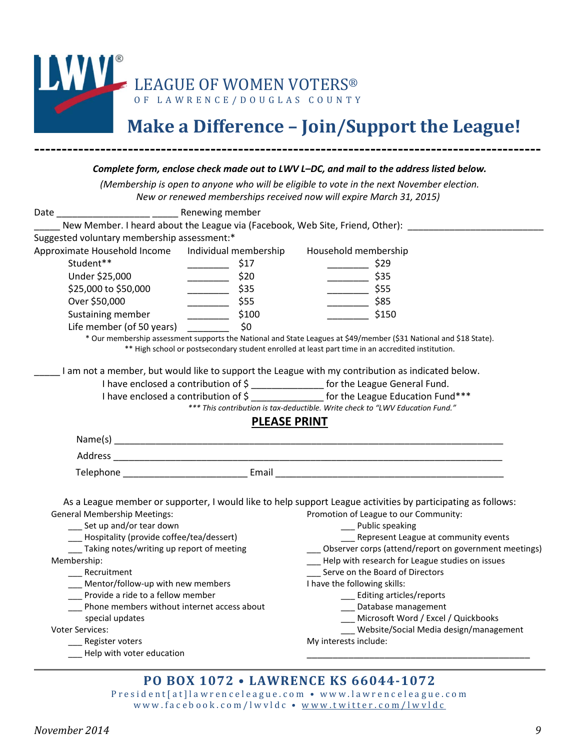LEAGUE OF WOMEN VOTERS®
OF LAWRENCE/DOUGLAS COUNTY

# Make a Difference – Join/Support the League!

---

***Complete form, enclose check made out to LWV L–DC, and mail to the address listed below.***

*(Membership is open to anyone who will be eligible to vote in the next November election. New or renewed memberships received now will expire March 31, 2015)*

Date _________________ _____ Renewing member

_____ New Member. I heard about the League via (Facebook, Web Site, Friend, Other): ________________________

Suggested voluntary membership assessment:*

| Approximate Household Income | Individual membership | Household membership |
|---|---|---|
| Student** | ________ $17 | ________ $29 |
| Under $25,000 | ________ $20 | ________ $35 |
| $25,000 to $50,000 | ________ $35 | ________ $55 |
| Over $50,000 | ________ $55 | ________ $85 |
| Sustaining member | ________ $100 | ________ $150 |
| Life member (of 50 years) | ________ $0 | |

\* Our membership assessment supports the National and State Leagues at $49/member ($31 National and $18 State).

\*\* High school or postsecondary student enrolled at least part time in an accredited institution.

_____ I am not a member, but would like to support the League with my contribution as indicated below.

I have enclosed a contribution of $ _____________ for the League General Fund.

I have enclosed a contribution of $ _____________ for the League Education Fund***

*\*\*\* This contribution is tax-deductible. Write check to "LWV Education Fund."*

## PLEASE PRINT

Name(s) ___________________________________________________________________________

Address ___________________________________________________________________________

Telephone _______________________ Email ___________________________________________

As a League member or supporter, I would like to help support League activities by participating as follows:

General Membership Meetings:
- ___ Set up and/or tear down
- ___ Hospitality (provide coffee/tea/dessert)
- ___ Taking notes/writing up report of meeting

Membership:
- ___ Recruitment
- ___ Mentor/follow-up with new members
- ___ Provide a ride to a fellow member
- ___ Phone members without internet access about special updates

Voter Services:
- ___ Register voters
- ___ Help with voter education

Promotion of League to our Community:
- ___ Public speaking
- ___ Represent League at community events

___ Observer corps (attend/report on government meetings)

___ Help with research for League studies on issues

___ Serve on the Board of Directors

I have the following skills:
- ___ Editing articles/reports
- ___ Database management
- ___ Microsoft Word / Excel / Quickbooks
- ___ Website/Social Media design/management

My interests include:

_____________________________________________

**PO BOX 1072 • LAWRENCE KS 66044-1072**

President[at]lawrenceleague.com • www.lawrenceleague.com

www.facebook.com/lwvldc • www.twitter.com/lwvldc

*November 2014*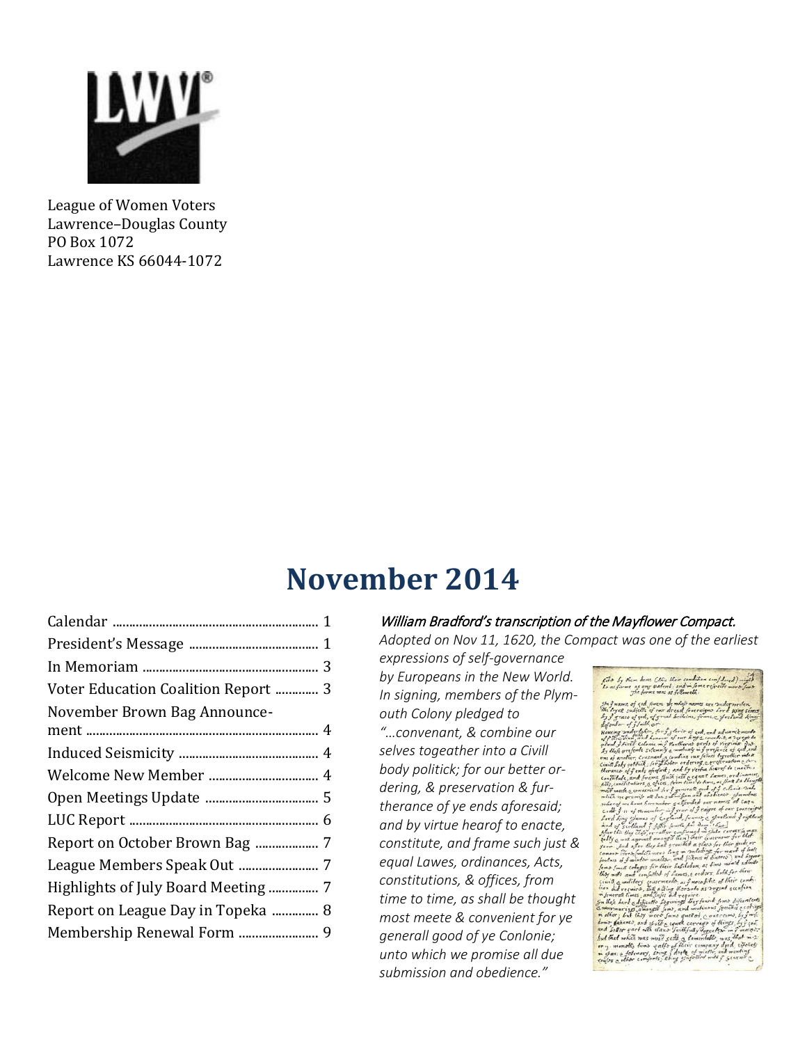League of Women Voters
Lawrence–Douglas County
PO Box 1072
Lawrence KS 66044-1072

# November 2014

| | |
|---|---|
| Calendar | 1 |
| President's Message | 1 |
| In Memoriam | 3 |
| Voter Education Coalition Report | 3 |
| November Brown Bag Announcement | 4 |
| Induced Seismicity | 4 |
| Welcome New Member | 4 |
| Open Meetings Update | 5 |
| LUC Report | 6 |
| Report on October Brown Bag | 7 |
| League Members Speak Out | 7 |
| Highlights of July Board Meeting | 7 |
| Report on League Day in Topeka | 8 |
| Membership Renewal Form | 9 |

*William Bradford's transcription of the Mayflower Compact.*

*Adopted on Nov 11, 1620, the Compact was one of the earliest expressions of self-governance by Europeans in the New World. In signing, members of the Plymouth Colony pledged to "...convenant, & combine our selves togeather into a Civill body politick; for our better ordering, & preservation & furtherance of ye ends aforesaid; and by virtue hearof to enacte, constitute, and frame such just & equal Lawes, ordinances, Acts, constitutions, & offices, from time to time, as shall be thought most meete & convenient for ye generall good of ye Conlonie; unto which we promise all due submission and obedience."*